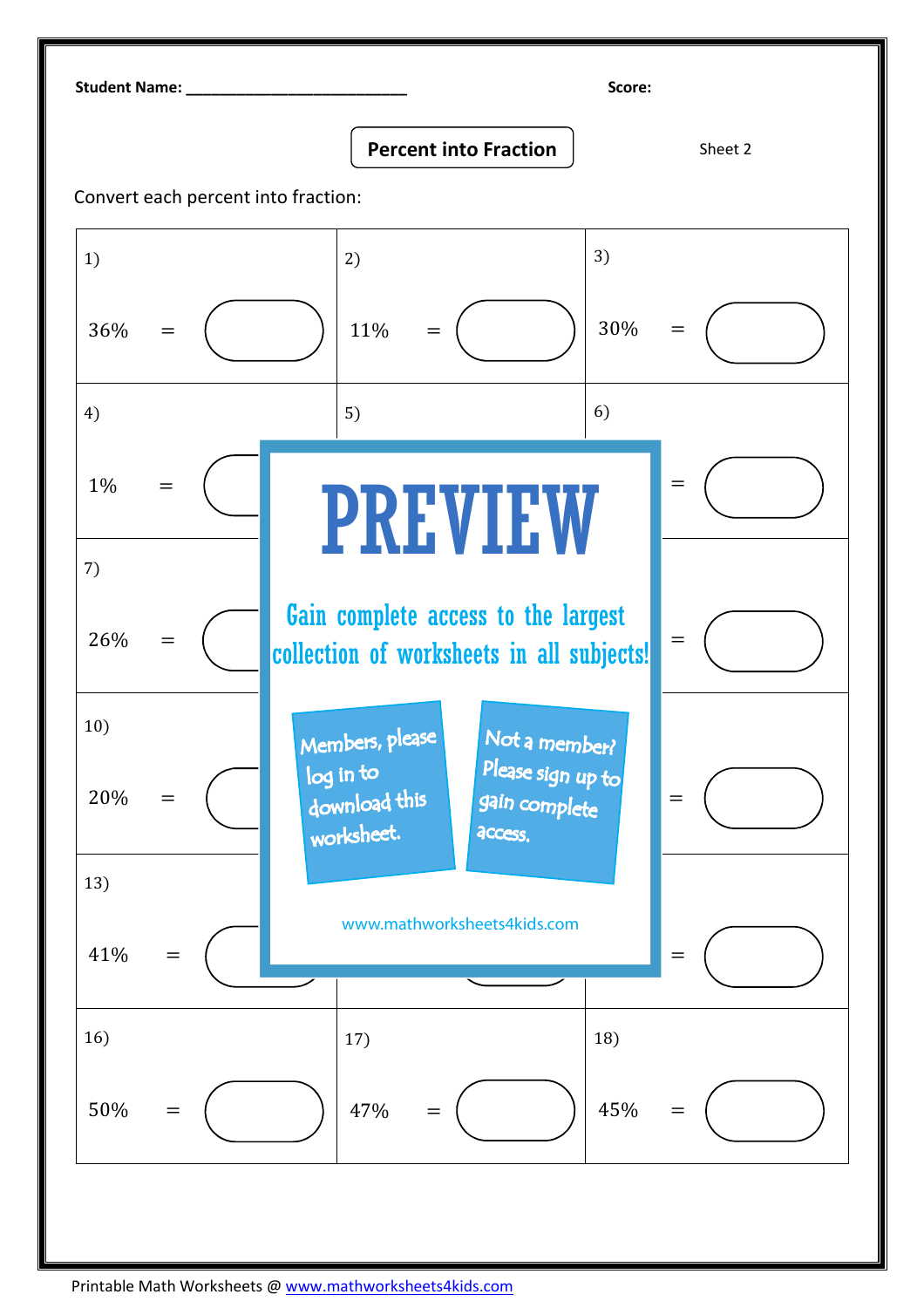Student Name: ___________________________ Score:

# Percent into Fraction

Sheet 2

Convert each percent into fraction:

| | | |
|---|---|---|
| 1) 36% = | 2) 11% = | 3) 30% = |
| 4) 1% = | 5) | 6) = |
| 7) 26% = | | = |
| 10) 20% = | | = |
| 13) 41% = | | = |
| 16) 50% = | 17) 47% = | 18) 45% = |

PREVIEW

Gain complete access to the largest collection of worksheets in all subjects!

Members, please log in to download this worksheet.

Not a member? Please sign up to gain complete access.

www.mathworksheets4kids.com

Printable Math Worksheets @ www.mathworksheets4kids.com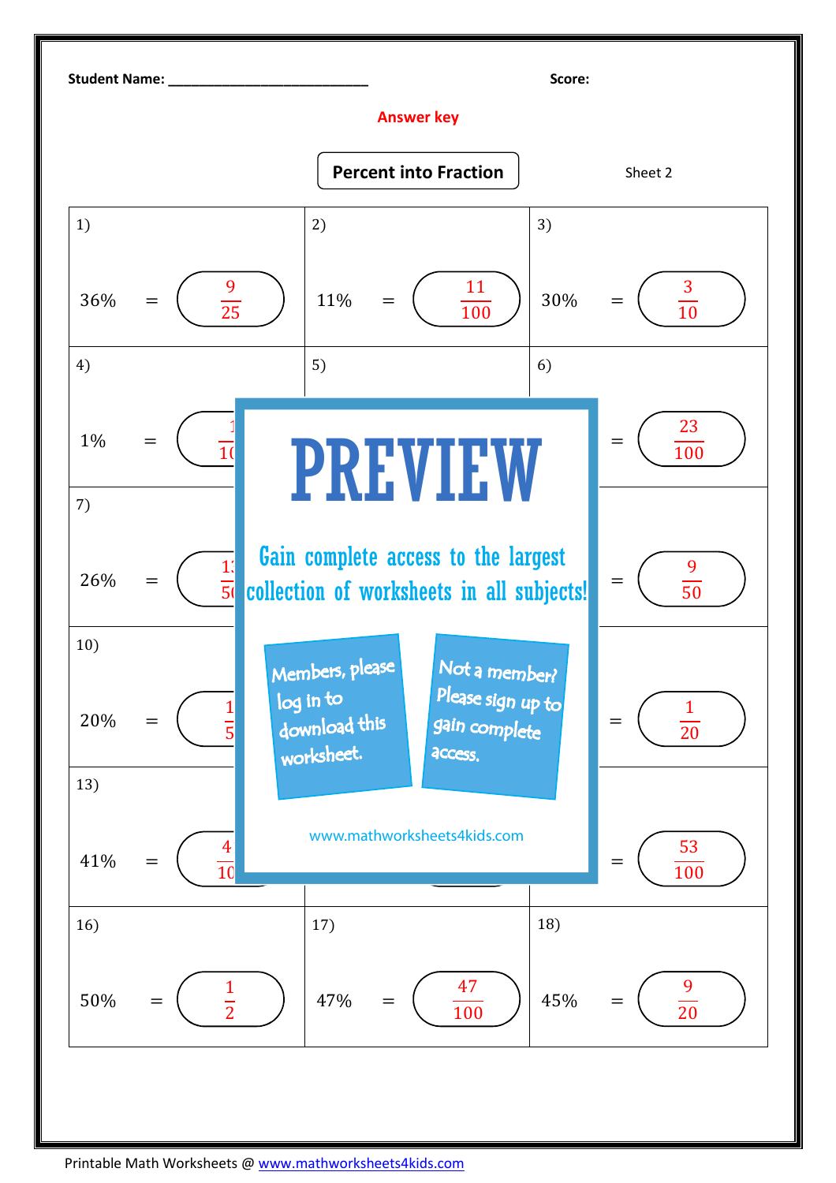Student Name: ___________________________ Score:

**Answer key**

## Percent into Fraction

Sheet 2

| | | |
|---|---|---|
| 1) 36% = $\frac{9}{25}$ | 2) 11% = $\frac{11}{100}$ | 3) 30% = $\frac{3}{10}$ |
| 4) 1% = $\frac{1}{10}$ | 5) | 6) = $\frac{23}{100}$ |
| 7) 26% = $\frac{13}{50}$ | | = $\frac{9}{50}$ |
| 10) 20% = $\frac{1}{5}$ | | = $\frac{1}{20}$ |
| 13) 41% = $\frac{4}{10}$ | | = $\frac{53}{100}$ |
| 16) 50% = $\frac{1}{2}$ | 17) 47% = $\frac{47}{100}$ | 18) 45% = $\frac{9}{20}$ |

PREVIEW

Gain complete access to the largest collection of worksheets in all subjects!

Members, please log in to download this worksheet.

Not a member? Please sign up to gain complete access.

www.mathworksheets4kids.com

Printable Math Worksheets @ www.mathworksheets4kids.com